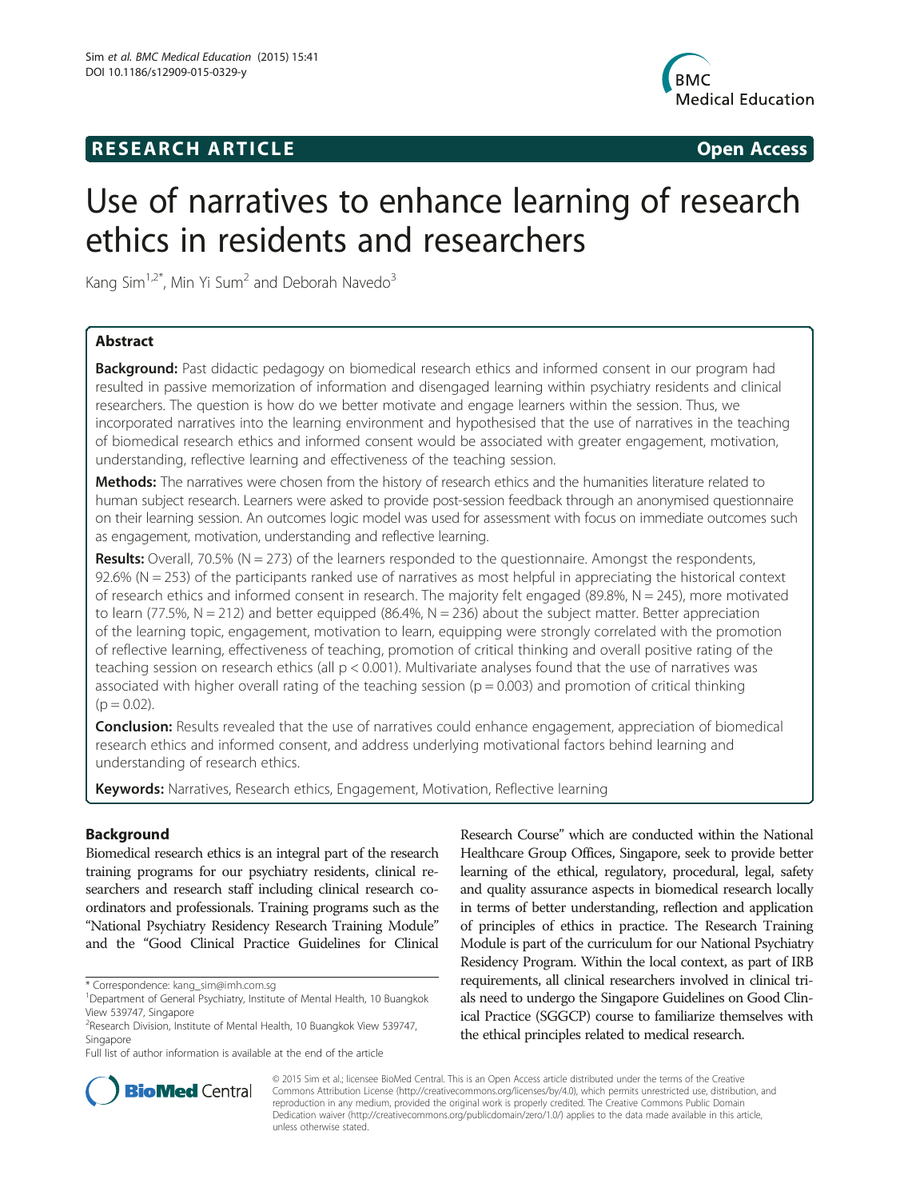**RESEARCH ARTICLE** **Open Access**

# Use of narratives to enhance learning of research ethics in residents and researchers

Kang Sim[1,2*], Min Yi Sum[2] and Deborah Navedo[3]

## Abstract

**Background:** Past didactic pedagogy on biomedical research ethics and informed consent in our program had resulted in passive memorization of information and disengaged learning within psychiatry residents and clinical researchers. The question is how do we better motivate and engage learners within the session. Thus, we incorporated narratives into the learning environment and hypothesised that the use of narratives in the teaching of biomedical research ethics and informed consent would be associated with greater engagement, motivation, understanding, reflective learning and effectiveness of the teaching session.

**Methods:** The narratives were chosen from the history of research ethics and the humanities literature related to human subject research. Learners were asked to provide post-session feedback through an anonymised questionnaire on their learning session. An outcomes logic model was used for assessment with focus on immediate outcomes such as engagement, motivation, understanding and reflective learning.

**Results:** Overall, 70.5% (N = 273) of the learners responded to the questionnaire. Amongst the respondents, 92.6% (N = 253) of the participants ranked use of narratives as most helpful in appreciating the historical context of research ethics and informed consent in research. The majority felt engaged (89.8%, N = 245), more motivated to learn (77.5%, N = 212) and better equipped (86.4%, N = 236) about the subject matter. Better appreciation of the learning topic, engagement, motivation to learn, equipping were strongly correlated with the promotion of reflective learning, effectiveness of teaching, promotion of critical thinking and overall positive rating of the teaching session on research ethics (all $p < 0.001$). Multivariate analyses found that the use of narratives was associated with higher overall rating of the teaching session ($p = 0.003$) and promotion of critical thinking ($p = 0.02$).

**Conclusion:** Results revealed that the use of narratives could enhance engagement, appreciation of biomedical research ethics and informed consent, and address underlying motivational factors behind learning and understanding of research ethics.

**Keywords:** Narratives, Research ethics, Engagement, Motivation, Reflective learning

## Background

Biomedical research ethics is an integral part of the research training programs for our psychiatry residents, clinical researchers and research staff including clinical research coordinators and professionals. Training programs such as the "National Psychiatry Residency Research Training Module" and the "Good Clinical Practice Guidelines for Clinical Research Course" which are conducted within the National Healthcare Group Offices, Singapore, seek to provide better learning of the ethical, regulatory, procedural, legal, safety and quality assurance aspects in biomedical research locally in terms of better understanding, reflection and application of principles of ethics in practice. The Research Training Module is part of the curriculum for our National Psychiatry Residency Program. Within the local context, as part of IRB requirements, all clinical researchers involved in clinical trials need to undergo the Singapore Guidelines on Good Clinical Practice (SGGCP) course to familiarize themselves with the ethical principles related to medical research.

\* Correspondence: kang_sim@imh.com.sg
[1]Department of General Psychiatry, Institute of Mental Health, 10 Buangkok View 539747, Singapore
[2]Research Division, Institute of Mental Health, 10 Buangkok View 539747, Singapore
Full list of author information is available at the end of the article

© 2015 Sim et al.; licensee BioMed Central. This is an Open Access article distributed under the terms of the Creative Commons Attribution License (http://creativecommons.org/licenses/by/4.0), which permits unrestricted use, distribution, and reproduction in any medium, provided the original work is properly credited. The Creative Commons Public Domain Dedication waiver (http://creativecommons.org/publicdomain/zero/1.0/) applies to the data made available in this article, unless otherwise stated.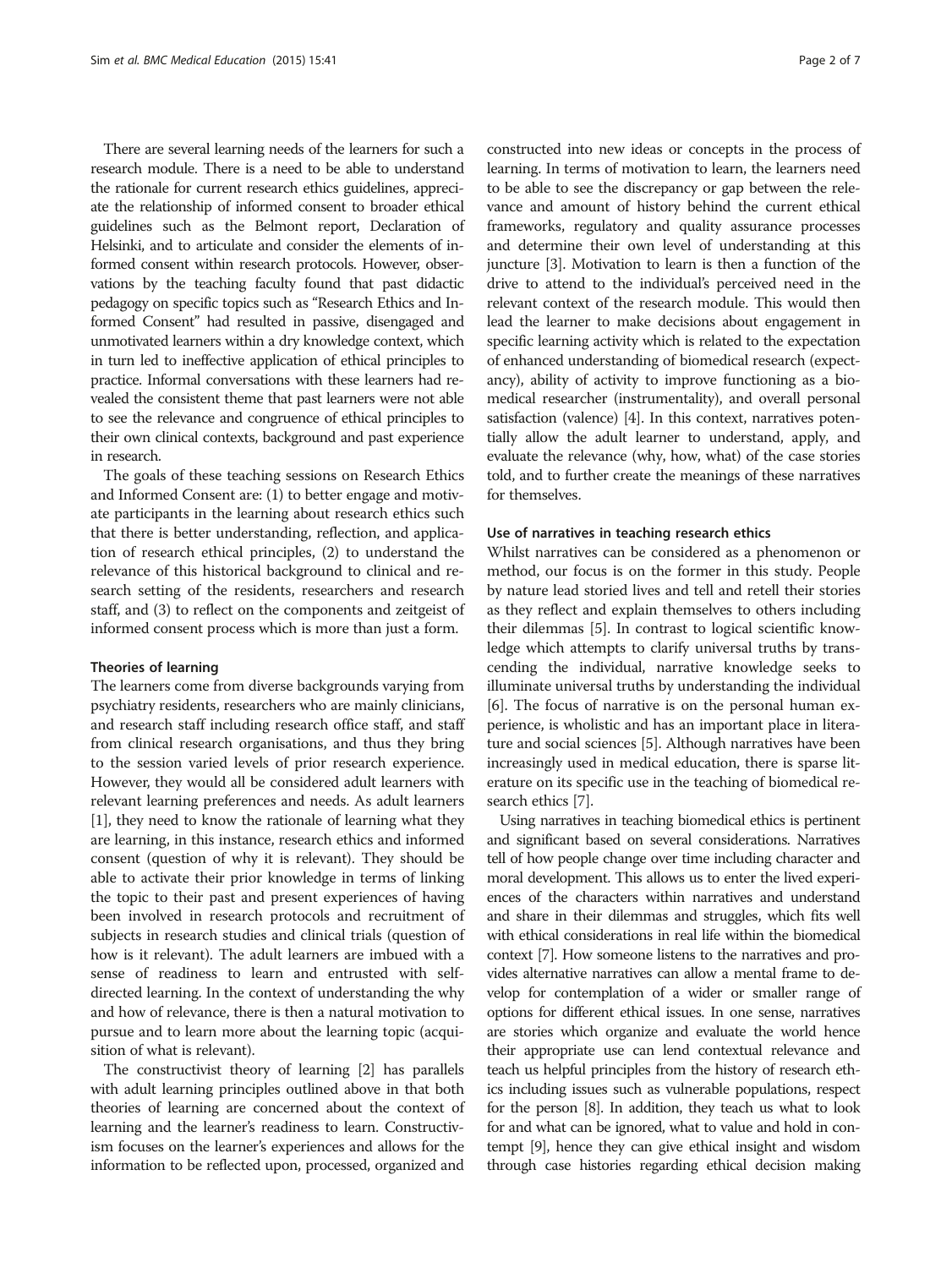There are several learning needs of the learners for such a research module. There is a need to be able to understand the rationale for current research ethics guidelines, appreciate the relationship of informed consent to broader ethical guidelines such as the Belmont report, Declaration of Helsinki, and to articulate and consider the elements of informed consent within research protocols. However, observations by the teaching faculty found that past didactic pedagogy on specific topics such as "Research Ethics and Informed Consent" had resulted in passive, disengaged and unmotivated learners within a dry knowledge context, which in turn led to ineffective application of ethical principles to practice. Informal conversations with these learners had revealed the consistent theme that past learners were not able to see the relevance and congruence of ethical principles to their own clinical contexts, background and past experience in research.

The goals of these teaching sessions on Research Ethics and Informed Consent are: (1) to better engage and motivate participants in the learning about research ethics such that there is better understanding, reflection, and application of research ethical principles, (2) to understand the relevance of this historical background to clinical and research setting of the residents, researchers and research staff, and (3) to reflect on the components and zeitgeist of informed consent process which is more than just a form.

### Theories of learning

The learners come from diverse backgrounds varying from psychiatry residents, researchers who are mainly clinicians, and research staff including research office staff, and staff from clinical research organisations, and thus they bring to the session varied levels of prior research experience. However, they would all be considered adult learners with relevant learning preferences and needs. As adult learners [1], they need to know the rationale of learning what they are learning, in this instance, research ethics and informed consent (question of why it is relevant). They should be able to activate their prior knowledge in terms of linking the topic to their past and present experiences of having been involved in research protocols and recruitment of subjects in research studies and clinical trials (question of how is it relevant). The adult learners are imbued with a sense of readiness to learn and entrusted with self-directed learning. In the context of understanding the why and how of relevance, there is then a natural motivation to pursue and to learn more about the learning topic (acquisition of what is relevant).

The constructivist theory of learning [2] has parallels with adult learning principles outlined above in that both theories of learning are concerned about the context of learning and the learner's readiness to learn. Constructivism focuses on the learner's experiences and allows for the information to be reflected upon, processed, organized and constructed into new ideas or concepts in the process of learning. In terms of motivation to learn, the learners need to be able to see the discrepancy or gap between the relevance and amount of history behind the current ethical frameworks, regulatory and quality assurance processes and determine their own level of understanding at this juncture [3]. Motivation to learn is then a function of the drive to attend to the individual's perceived need in the relevant context of the research module. This would then lead the learner to make decisions about engagement in specific learning activity which is related to the expectation of enhanced understanding of biomedical research (expectancy), ability of activity to improve functioning as a biomedical researcher (instrumentality), and overall personal satisfaction (valence) [4]. In this context, narratives potentially allow the adult learner to understand, apply, and evaluate the relevance (why, how, what) of the case stories told, and to further create the meanings of these narratives for themselves.

### Use of narratives in teaching research ethics

Whilst narratives can be considered as a phenomenon or method, our focus is on the former in this study. People by nature lead storied lives and tell and retell their stories as they reflect and explain themselves to others including their dilemmas [5]. In contrast to logical scientific knowledge which attempts to clarify universal truths by transcending the individual, narrative knowledge seeks to illuminate universal truths by understanding the individual [6]. The focus of narrative is on the personal human experience, is wholistic and has an important place in literature and social sciences [5]. Although narratives have been increasingly used in medical education, there is sparse literature on its specific use in the teaching of biomedical research ethics [7].

Using narratives in teaching biomedical ethics is pertinent and significant based on several considerations. Narratives tell of how people change over time including character and moral development. This allows us to enter the lived experiences of the characters within narratives and understand and share in their dilemmas and struggles, which fits well with ethical considerations in real life within the biomedical context [7]. How someone listens to the narratives and provides alternative narratives can allow a mental frame to develop for contemplation of a wider or smaller range of options for different ethical issues. In one sense, narratives are stories which organize and evaluate the world hence their appropriate use can lend contextual relevance and teach us helpful principles from the history of research ethics including issues such as vulnerable populations, respect for the person [8]. In addition, they teach us what to look for and what can be ignored, what to value and hold in contempt [9], hence they can give ethical insight and wisdom through case histories regarding ethical decision making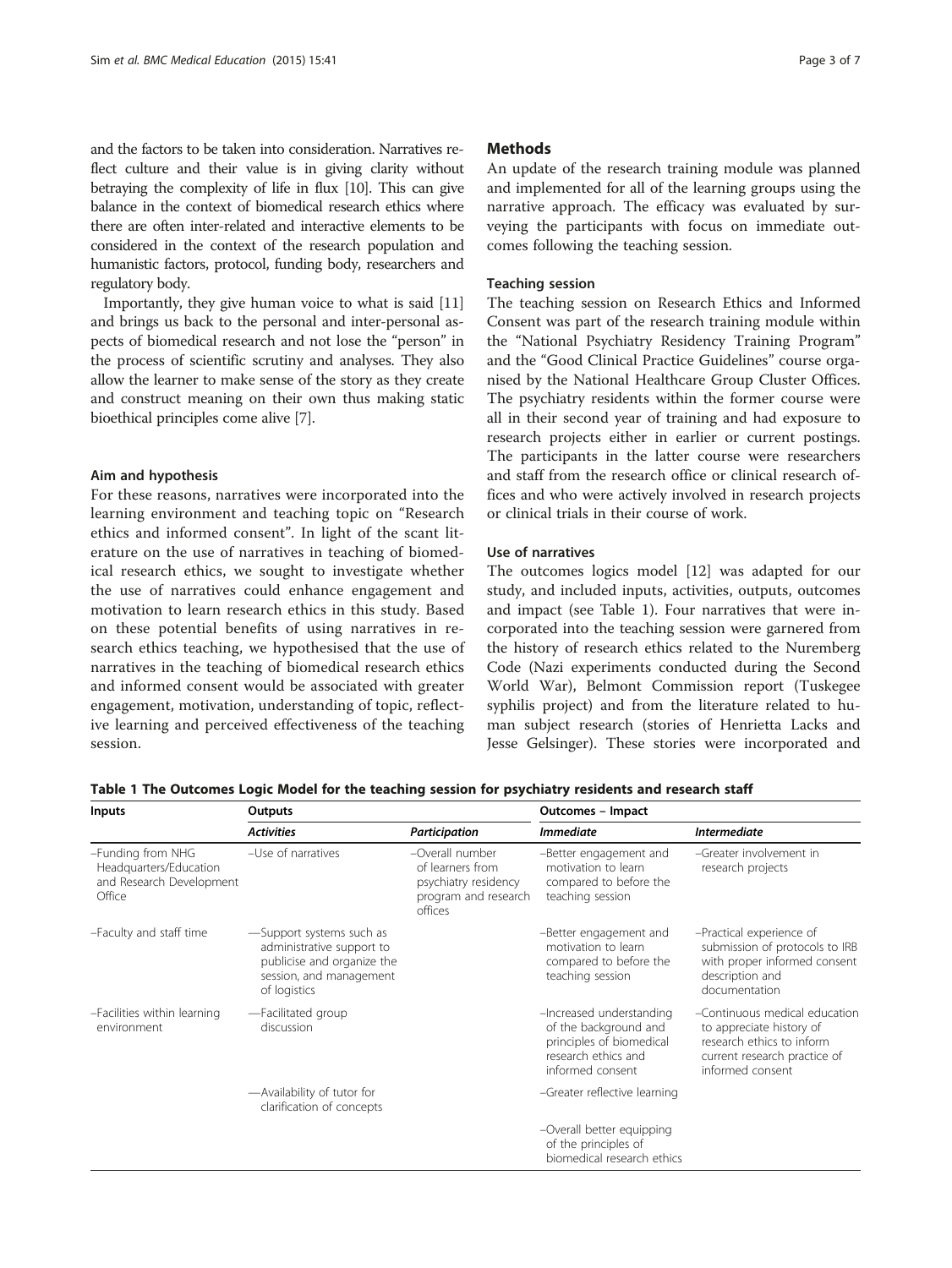and the factors to be taken into consideration. Narratives reflect culture and their value is in giving clarity without betraying the complexity of life in flux [10]. This can give balance in the context of biomedical research ethics where there are often inter-related and interactive elements to be considered in the context of the research population and humanistic factors, protocol, funding body, researchers and regulatory body.

Importantly, they give human voice to what is said [11] and brings us back to the personal and inter-personal aspects of biomedical research and not lose the "person" in the process of scientific scrutiny and analyses. They also allow the learner to make sense of the story as they create and construct meaning on their own thus making static bioethical principles come alive [7].

### Aim and hypothesis

For these reasons, narratives were incorporated into the learning environment and teaching topic on "Research ethics and informed consent". In light of the scant literature on the use of narratives in teaching of biomedical research ethics, we sought to investigate whether the use of narratives could enhance engagement and motivation to learn research ethics in this study. Based on these potential benefits of using narratives in research ethics teaching, we hypothesised that the use of narratives in the teaching of biomedical research ethics and informed consent would be associated with greater engagement, motivation, understanding of topic, reflective learning and perceived effectiveness of the teaching session.

## Methods

An update of the research training module was planned and implemented for all of the learning groups using the narrative approach. The efficacy was evaluated by surveying the participants with focus on immediate outcomes following the teaching session.

### Teaching session

The teaching session on Research Ethics and Informed Consent was part of the research training module within the "National Psychiatry Residency Training Program" and the "Good Clinical Practice Guidelines" course organised by the National Healthcare Group Cluster Offices. The psychiatry residents within the former course were all in their second year of training and had exposure to research projects either in earlier or current postings. The participants in the latter course were researchers and staff from the research office or clinical research offices and who were actively involved in research projects or clinical trials in their course of work.

### Use of narratives

The outcomes logics model [12] was adapted for our study, and included inputs, activities, outputs, outcomes and impact (see Table 1). Four narratives that were incorporated into the teaching session were garnered from the history of research ethics related to the Nuremberg Code (Nazi experiments conducted during the Second World War), Belmont Commission report (Tuskegee syphilis project) and from the literature related to human subject research (stories of Henrietta Lacks and Jesse Gelsinger). These stories were incorporated and

**Table 1 The Outcomes Logic Model for the teaching session for psychiatry residents and research staff**

| Inputs | Outputs | | Outcomes – Impact | |
|---|---|---|---|---|
| | *Activities* | *Participation* | *Immediate* | *Intermediate* |
| –Funding from NHG Headquarters/Education and Research Development Office | –Use of narratives | –Overall number of learners from psychiatry residency program and research offices | –Better engagement and motivation to learn compared to before the teaching session | –Greater involvement in research projects |
| –Faculty and staff time | —Support systems such as administrative support to publicise and organize the session, and management of logistics | | –Better engagement and motivation to learn compared to before the teaching session | –Practical experience of submission of protocols to IRB with proper informed consent description and documentation |
| –Facilities within learning environment | —Facilitated group discussion | | –Increased understanding of the background and principles of biomedical research ethics and informed consent | –Continuous medical education to appreciate history of research ethics to inform current research practice of informed consent |
| | —Availability of tutor for clarification of concepts | | –Greater reflective learning | |
| | | | –Overall better equipping of the principles of biomedical research ethics | |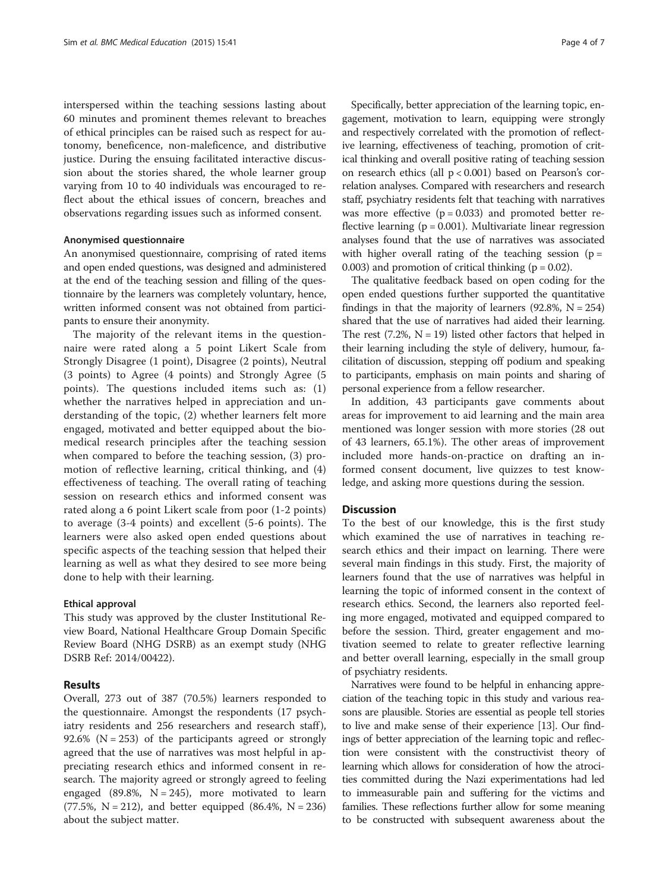interspersed within the teaching sessions lasting about 60 minutes and prominent themes relevant to breaches of ethical principles can be raised such as respect for autonomy, beneficence, non-maleficence, and distributive justice. During the ensuing facilitated interactive discussion about the stories shared, the whole learner group varying from 10 to 40 individuals was encouraged to reflect about the ethical issues of concern, breaches and observations regarding issues such as informed consent.

#### Anonymised questionnaire

An anonymised questionnaire, comprising of rated items and open ended questions, was designed and administered at the end of the teaching session and filling of the questionnaire by the learners was completely voluntary, hence, written informed consent was not obtained from participants to ensure their anonymity.

The majority of the relevant items in the questionnaire were rated along a 5 point Likert Scale from Strongly Disagree (1 point), Disagree (2 points), Neutral (3 points) to Agree (4 points) and Strongly Agree (5 points). The questions included items such as: (1) whether the narratives helped in appreciation and understanding of the topic, (2) whether learners felt more engaged, motivated and better equipped about the biomedical research principles after the teaching session when compared to before the teaching session, (3) promotion of reflective learning, critical thinking, and (4) effectiveness of teaching. The overall rating of teaching session on research ethics and informed consent was rated along a 6 point Likert scale from poor (1-2 points) to average (3-4 points) and excellent (5-6 points). The learners were also asked open ended questions about specific aspects of the teaching session that helped their learning as well as what they desired to see more being done to help with their learning.

#### Ethical approval

This study was approved by the cluster Institutional Review Board, National Healthcare Group Domain Specific Review Board (NHG DSRB) as an exempt study (NHG DSRB Ref: 2014/00422).

## Results

Overall, 273 out of 387 (70.5%) learners responded to the questionnaire. Amongst the respondents (17 psychiatry residents and 256 researchers and research staff), 92.6% (N = 253) of the participants agreed or strongly agreed that the use of narratives was most helpful in appreciating research ethics and informed consent in research. The majority agreed or strongly agreed to feeling engaged (89.8%, N = 245), more motivated to learn (77.5%, N = 212), and better equipped (86.4%, N = 236) about the subject matter.

Specifically, better appreciation of the learning topic, engagement, motivation to learn, equipping were strongly and respectively correlated with the promotion of reflective learning, effectiveness of teaching, promotion of critical thinking and overall positive rating of teaching session on research ethics (all $p < 0.001$) based on Pearson's correlation analyses. Compared with researchers and research staff, psychiatry residents felt that teaching with narratives was more effective ($p = 0.033$) and promoted better reflective learning ($p = 0.001$). Multivariate linear regression analyses found that the use of narratives was associated with higher overall rating of the teaching session ($p = 0.003$) and promotion of critical thinking ($p = 0.02$).

The qualitative feedback based on open coding for the open ended questions further supported the quantitative findings in that the majority of learners (92.8%, N = 254) shared that the use of narratives had aided their learning. The rest (7.2%, N = 19) listed other factors that helped in their learning including the style of delivery, humour, facilitation of discussion, stepping off podium and speaking to participants, emphasis on main points and sharing of personal experience from a fellow researcher.

In addition, 43 participants gave comments about areas for improvement to aid learning and the main area mentioned was longer session with more stories (28 out of 43 learners, 65.1%). The other areas of improvement included more hands-on-practice on drafting an informed consent document, live quizzes to test knowledge, and asking more questions during the session.

## Discussion

To the best of our knowledge, this is the first study which examined the use of narratives in teaching research ethics and their impact on learning. There were several main findings in this study. First, the majority of learners found that the use of narratives was helpful in learning the topic of informed consent in the context of research ethics. Second, the learners also reported feeling more engaged, motivated and equipped compared to before the session. Third, greater engagement and motivation seemed to relate to greater reflective learning and better overall learning, especially in the small group of psychiatry residents.

Narratives were found to be helpful in enhancing appreciation of the teaching topic in this study and various reasons are plausible. Stories are essential as people tell stories to live and make sense of their experience [13]. Our findings of better appreciation of the learning topic and reflection were consistent with the constructivist theory of learning which allows for consideration of how the atrocities committed during the Nazi experimentations had led to immeasurable pain and suffering for the victims and families. These reflections further allow for some meaning to be constructed with subsequent awareness about the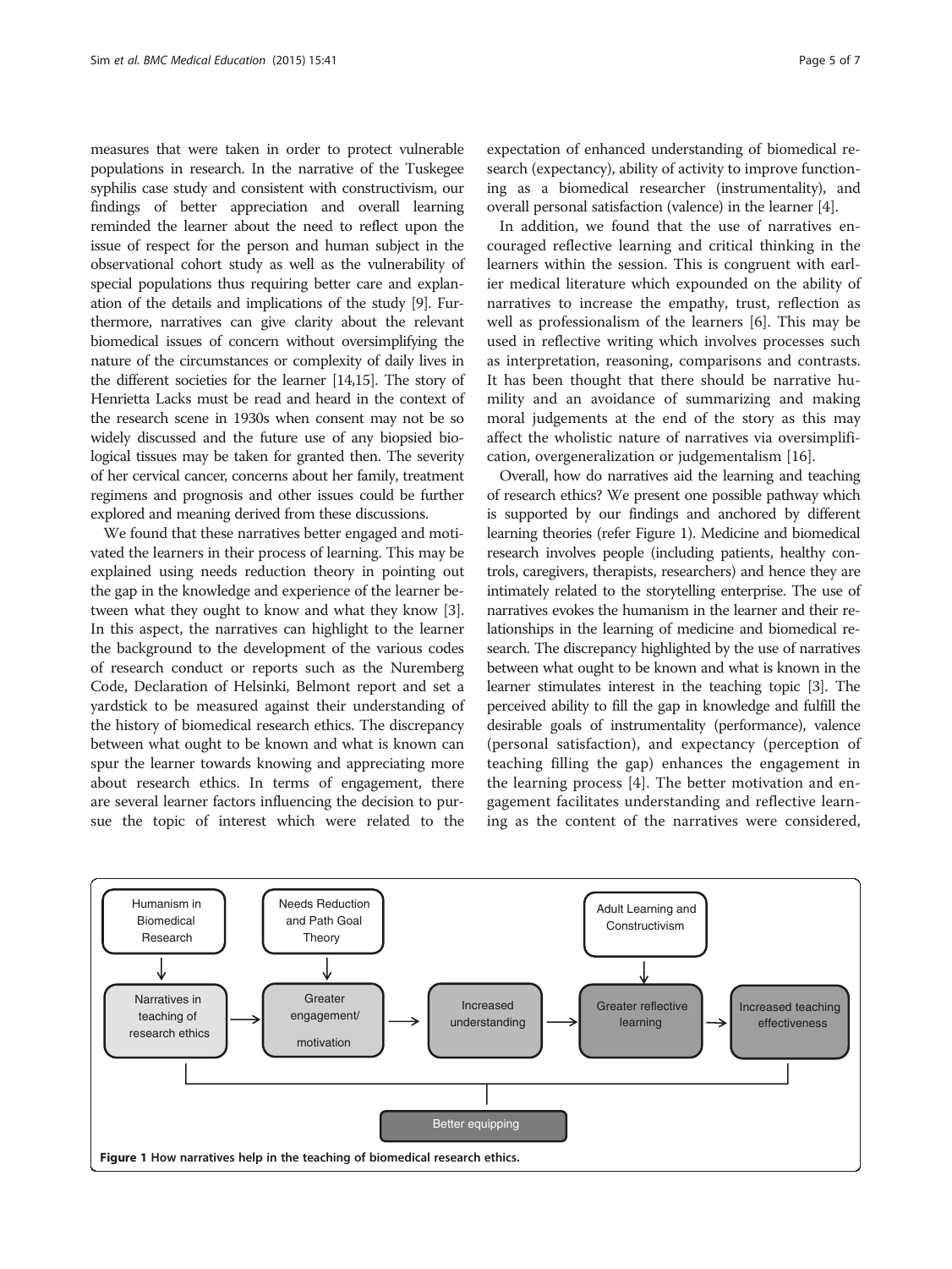measures that were taken in order to protect vulnerable populations in research. In the narrative of the Tuskegee syphilis case study and consistent with constructivism, our findings of better appreciation and overall learning reminded the learner about the need to reflect upon the issue of respect for the person and human subject in the observational cohort study as well as the vulnerability of special populations thus requiring better care and explanation of the details and implications of the study [9]. Furthermore, narratives can give clarity about the relevant biomedical issues of concern without oversimplifying the nature of the circumstances or complexity of daily lives in the different societies for the learner [14,15]. The story of Henrietta Lacks must be read and heard in the context of the research scene in 1930s when consent may not be so widely discussed and the future use of any biopsied biological tissues may be taken for granted then. The severity of her cervical cancer, concerns about her family, treatment regimens and prognosis and other issues could be further explored and meaning derived from these discussions.

We found that these narratives better engaged and motivated the learners in their process of learning. This may be explained using needs reduction theory in pointing out the gap in the knowledge and experience of the learner between what they ought to know and what they know [3]. In this aspect, the narratives can highlight to the learner the background to the development of the various codes of research conduct or reports such as the Nuremberg Code, Declaration of Helsinki, Belmont report and set a yardstick to be measured against their understanding of the history of biomedical research ethics. The discrepancy between what ought to be known and what is known can spur the learner towards knowing and appreciating more about research ethics. In terms of engagement, there are several learner factors influencing the decision to pursue the topic of interest which were related to the expectation of enhanced understanding of biomedical research (expectancy), ability of activity to improve functioning as a biomedical researcher (instrumentality), and overall personal satisfaction (valence) in the learner [4].

In addition, we found that the use of narratives encouraged reflective learning and critical thinking in the learners within the session. This is congruent with earlier medical literature which expounded on the ability of narratives to increase the empathy, trust, reflection as well as professionalism of the learners [6]. This may be used in reflective writing which involves processes such as interpretation, reasoning, comparisons and contrasts. It has been thought that there should be narrative humility and an avoidance of summarizing and making moral judgements at the end of the story as this may affect the wholistic nature of narratives via oversimplification, overgeneralization or judgementalism [16].

Overall, how do narratives aid the learning and teaching of research ethics? We present one possible pathway which is supported by our findings and anchored by different learning theories (refer Figure 1). Medicine and biomedical research involves people (including patients, healthy controls, caregivers, therapists, researchers) and hence they are intimately related to the storytelling enterprise. The use of narratives evokes the humanism in the learner and their relationships in the learning of medicine and biomedical research. The discrepancy highlighted by the use of narratives between what ought to be known and what is known in the learner stimulates interest in the teaching topic [3]. The perceived ability to fill the gap in knowledge and fulfill the desirable goals of instrumentality (performance), valence (personal satisfaction), and expectancy (perception of teaching filling the gap) enhances the engagement in the learning process [4]. The better motivation and engagement facilitates understanding and reflective learning as the content of the narratives were considered,

Humanism in Biomedical Research

Needs Reduction and Path Goal Theory

Adult Learning and Constructivism

Narratives in teaching of research ethics

Greater engagement/ motivation

Increased understanding

Greater reflective learning

Increased teaching effectiveness

Better equipping

**Figure 1 How narratives help in the teaching of biomedical research ethics.**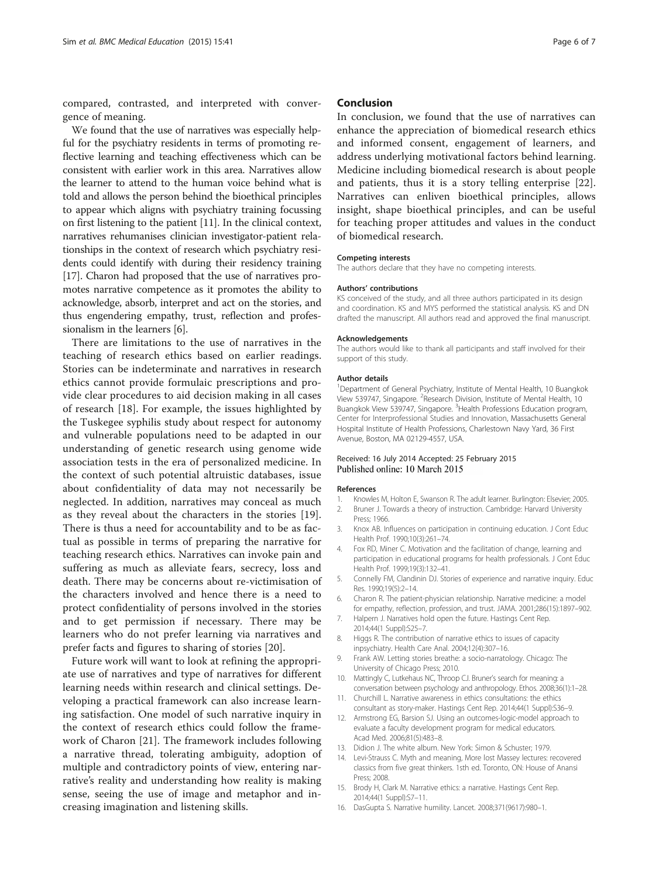compared, contrasted, and interpreted with convergence of meaning.

We found that the use of narratives was especially helpful for the psychiatry residents in terms of promoting reflective learning and teaching effectiveness which can be consistent with earlier work in this area. Narratives allow the learner to attend to the human voice behind what is told and allows the person behind the bioethical principles to appear which aligns with psychiatry training focussing on first listening to the patient [11]. In the clinical context, narratives rehumanises clinician investigator-patient relationships in the context of research which psychiatry residents could identify with during their residency training [17]. Charon had proposed that the use of narratives promotes narrative competence as it promotes the ability to acknowledge, absorb, interpret and act on the stories, and thus engendering empathy, trust, reflection and professionalism in the learners [6].

There are limitations to the use of narratives in the teaching of research ethics based on earlier readings. Stories can be indeterminate and narratives in research ethics cannot provide formulaic prescriptions and provide clear procedures to aid decision making in all cases of research [18]. For example, the issues highlighted by the Tuskegee syphilis study about respect for autonomy and vulnerable populations need to be adapted in our understanding of genetic research using genome wide association tests in the era of personalized medicine. In the context of such potential altruistic databases, issue about confidentiality of data may not necessarily be neglected. In addition, narratives may conceal as much as they reveal about the characters in the stories [19]. There is thus a need for accountability and to be as factual as possible in terms of preparing the narrative for teaching research ethics. Narratives can invoke pain and suffering as much as alleviate fears, secrecy, loss and death. There may be concerns about re-victimisation of the characters involved and hence there is a need to protect confidentiality of persons involved in the stories and to get permission if necessary. There may be learners who do not prefer learning via narratives and prefer facts and figures to sharing of stories [20].

Future work will want to look at refining the appropriate use of narratives and type of narratives for different learning needs within research and clinical settings. Developing a practical framework can also increase learning satisfaction. One model of such narrative inquiry in the context of research ethics could follow the framework of Charon [21]. The framework includes following a narrative thread, tolerating ambiguity, adoption of multiple and contradictory points of view, entering narrative's reality and understanding how reality is making sense, seeing the use of image and metaphor and increasing imagination and listening skills.

## Conclusion

In conclusion, we found that the use of narratives can enhance the appreciation of biomedical research ethics and informed consent, engagement of learners, and address underlying motivational factors behind learning. Medicine including biomedical research is about people and patients, thus it is a story telling enterprise [22]. Narratives can enliven bioethical principles, allows insight, shape bioethical principles, and can be useful for teaching proper attitudes and values in the conduct of biomedical research.

#### Competing interests

The authors declare that they have no competing interests.

#### Authors' contributions

KS conceived of the study, and all three authors participated in its design and coordination. KS and MYS performed the statistical analysis. KS and DN drafted the manuscript. All authors read and approved the final manuscript.

#### Acknowledgements

The authors would like to thank all participants and staff involved for their support of this study.

#### Author details

[1]Department of General Psychiatry, Institute of Mental Health, 10 Buangkok View 539747, Singapore. [2]Research Division, Institute of Mental Health, 10 Buangkok View 539747, Singapore. [3]Health Professions Education program, Center for Interprofessional Studies and Innovation, Massachusetts General Hospital Institute of Health Professions, Charlestown Navy Yard, 36 First Avenue, Boston, MA 02129-4557, USA.

Received: 16 July 2014 Accepted: 25 February 2015
Published online: 10 March 2015

#### References

1. Knowles M, Holton E, Swanson R. The adult learner. Burlington: Elsevier; 2005.
2. Bruner J. Towards a theory of instruction. Cambridge: Harvard University Press; 1966.
3. Knox AB. Influences on participation in continuing education. J Cont Educ Health Prof. 1990;10(3):261–74.
4. Fox RD, Miner C. Motivation and the facilitation of change, learning and participation in educational programs for health professionals. J Cont Educ Health Prof. 1999;19(3):132–41.
5. Connelly FM, Clandinin DJ. Stories of experience and narrative inquiry. Educ Res. 1990;19(5):2–14.
6. Charon R. The patient-physician relationship. Narrative medicine: a model for empathy, reflection, profession, and trust. JAMA. 2001;286(15):1897–902.
7. Halpern J. Narratives hold open the future. Hastings Cent Rep. 2014;44(1 Suppl):S25–7.
8. Higgs R. The contribution of narrative ethics to issues of capacity inpsychiatry. Health Care Anal. 2004;12(4):307–16.
9. Frank AW. Letting stories breathe: a socio-narratology. Chicago: The University of Chicago Press; 2010.
10. Mattingly C, Lutkehaus NC, Throop CJ. Bruner's search for meaning: a conversation between psychology and anthropology. Ethos. 2008;36(1):1–28.
11. Churchill L. Narrative awareness in ethics consultations: the ethics consultant as story-maker. Hastings Cent Rep. 2014;44(1 Suppl):S36–9.
12. Armstrong EG, Barsion SJ. Using an outcomes-logic-model approach to evaluate a faculty development program for medical educators. Acad Med. 2006;81(5):483–8.
13. Didion J. The white album. New York: Simon & Schuster; 1979.
14. Levi-Strauss C. Myth and meaning, More lost Massey lectures: recovered classics from five great thinkers. 1sth ed. Toronto, ON: House of Anansi Press; 2008.
15. Brody H, Clark M. Narrative ethics: a narrative. Hastings Cent Rep. 2014;44(1 Suppl):S7–11.
16. DasGupta S. Narrative humility. Lancet. 2008;371(9617):980–1.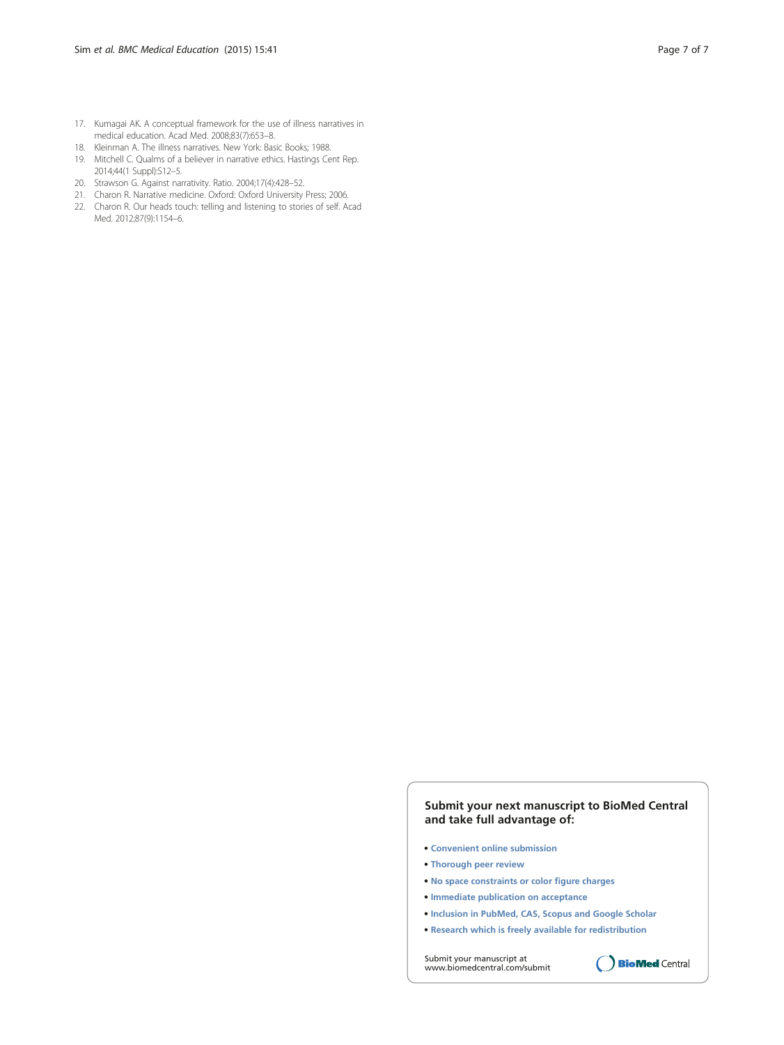17. Kumagai AK. A conceptual framework for the use of illness narratives in medical education. Acad Med. 2008;83(7):653–8.
18. Kleinman A. The illness narratives. New York: Basic Books; 1988.
19. Mitchell C. Qualms of a believer in narrative ethics. Hastings Cent Rep. 2014;44(1 Suppl):S12–5.
20. Strawson G. Against narrativity. Ratio. 2004;17(4):428–52.
21. Charon R. Narrative medicine. Oxford: Oxford University Press; 2006.
22. Charon R. Our heads touch: telling and listening to stories of self. Acad Med. 2012;87(9):1154–6.

**Submit your next manuscript to BioMed Central and take full advantage of:**

- **Convenient online submission**
- **Thorough peer review**
- **No space constraints or color figure charges**
- **Immediate publication on acceptance**
- **Inclusion in PubMed, CAS, Scopus and Google Scholar**
- **Research which is freely available for redistribution**

Submit your manuscript at
www.biomedcentral.com/submit

BioMed Central